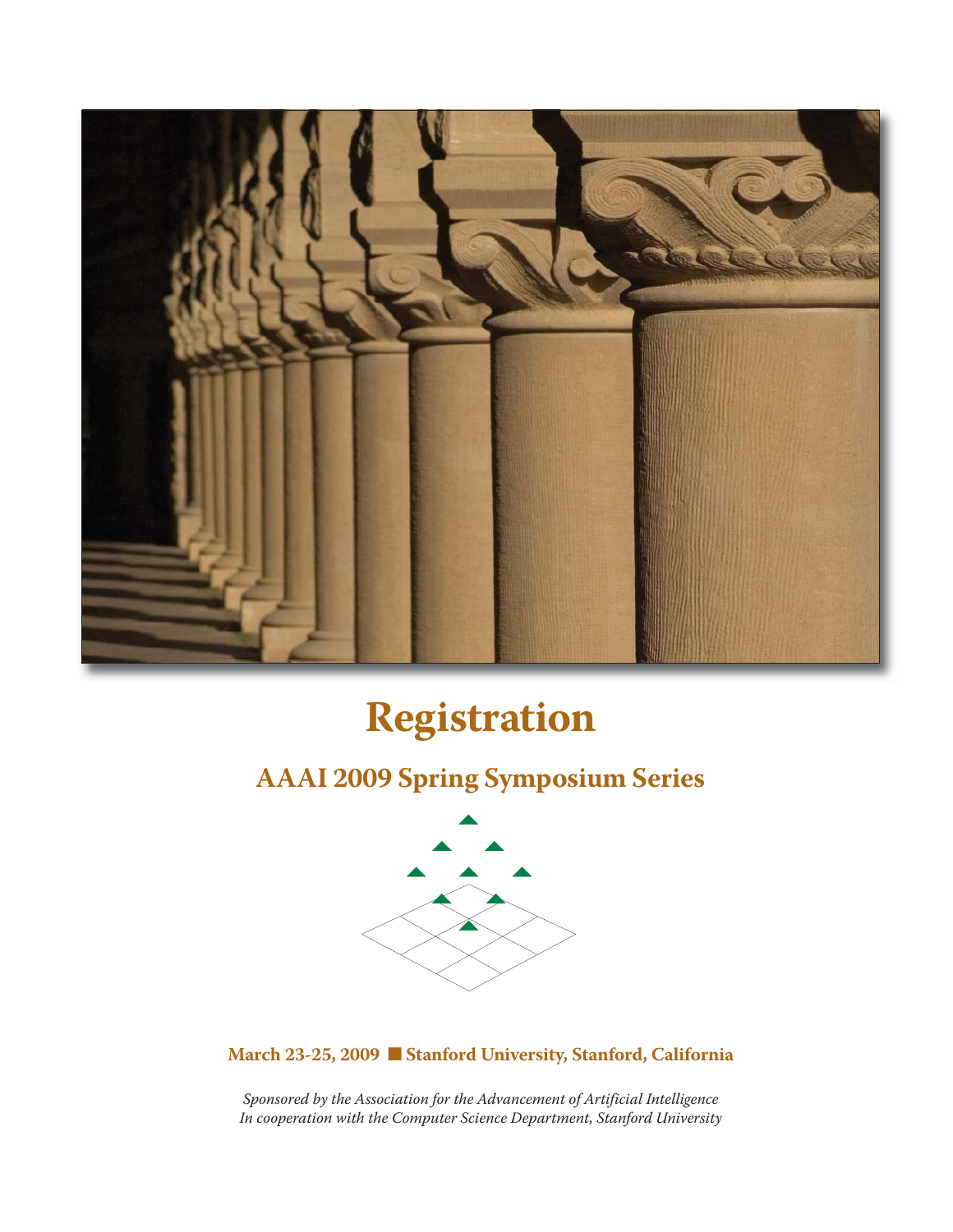# Registration

## AAAI 2009 Spring Symposium Series

**March 23-25, 2009 ■ Stanford University, Stanford, California**

*Sponsored by the Association for the Advancement of Artificial Intelligence*
*In cooperation with the Computer Science Department, Stanford University*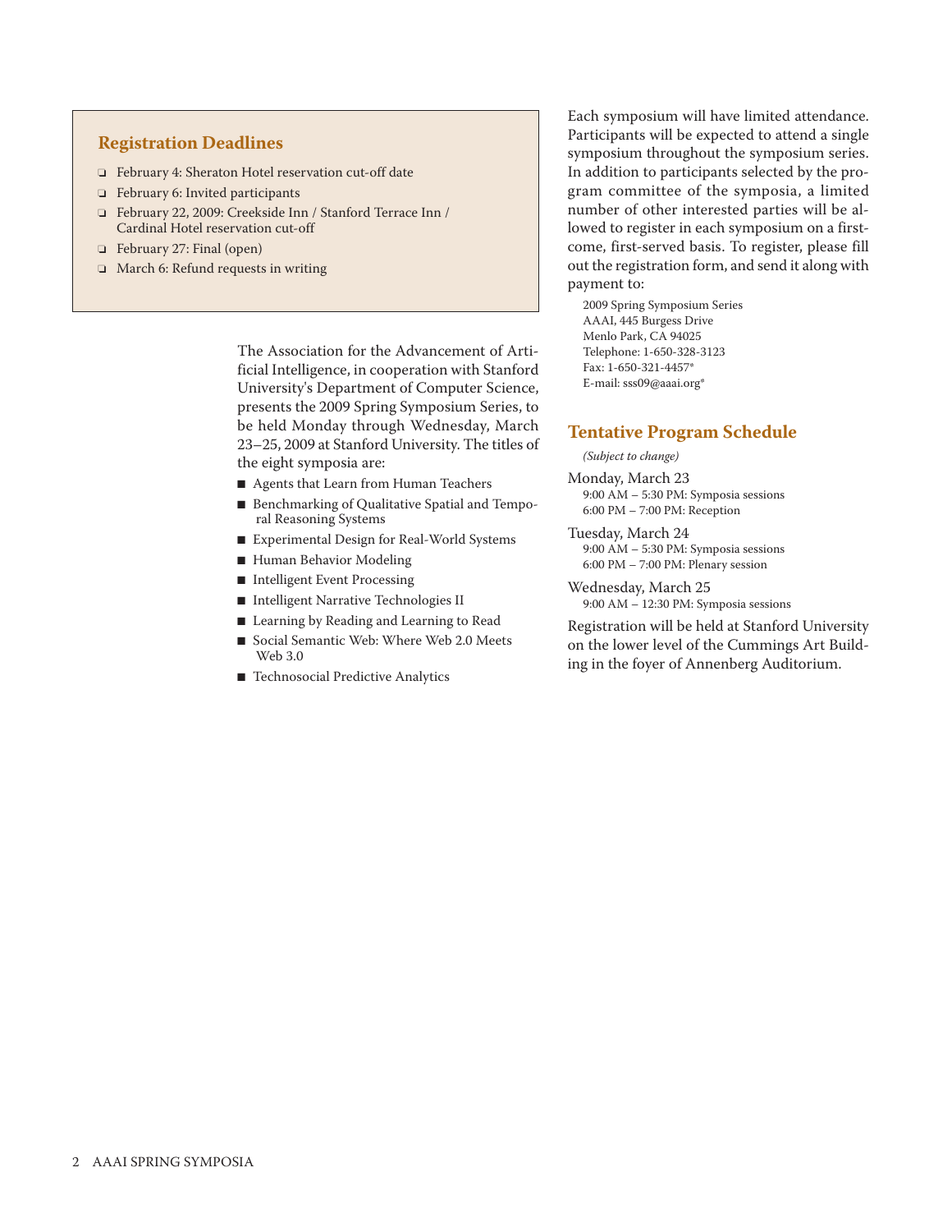## Registration Deadlines

- February 4: Sheraton Hotel reservation cut-off date
- February 6: Invited participants
- February 22, 2009: Creekside Inn / Stanford Terrace Inn / Cardinal Hotel reservation cut-off
- February 27: Final (open)
- March 6: Refund requests in writing

The Association for the Advancement of Artificial Intelligence, in cooperation with Stanford University's Department of Computer Science, presents the 2009 Spring Symposium Series, to be held Monday through Wednesday, March 23–25, 2009 at Stanford University. The titles of the eight symposia are:

- Agents that Learn from Human Teachers
- Benchmarking of Qualitative Spatial and Temporal Reasoning Systems
- Experimental Design for Real-World Systems
- Human Behavior Modeling
- Intelligent Event Processing
- Intelligent Narrative Technologies II
- Learning by Reading and Learning to Read
- Social Semantic Web: Where Web 2.0 Meets Web 3.0
- Technosocial Predictive Analytics

Each symposium will have limited attendance. Participants will be expected to attend a single symposium throughout the symposium series. In addition to participants selected by the program committee of the symposia, a limited number of other interested parties will be allowed to register in each symposium on a first-come, first-served basis. To register, please fill out the registration form, and send it along with payment to:

2009 Spring Symposium Series
AAAI, 445 Burgess Drive
Menlo Park, CA 94025
Telephone: 1-650-328-3123
Fax: 1-650-321-4457*
E-mail: sss09@aaai.org*

## Tentative Program Schedule

*(Subject to change)*

Monday, March 23
9:00 AM – 5:30 PM: Symposia sessions
6:00 PM – 7:00 PM: Reception

Tuesday, March 24
9:00 AM – 5:30 PM: Symposia sessions
6:00 PM – 7:00 PM: Plenary session

Wednesday, March 25
9:00 AM – 12:30 PM: Symposia sessions

Registration will be held at Stanford University on the lower level of the Cummings Art Building in the foyer of Annenberg Auditorium.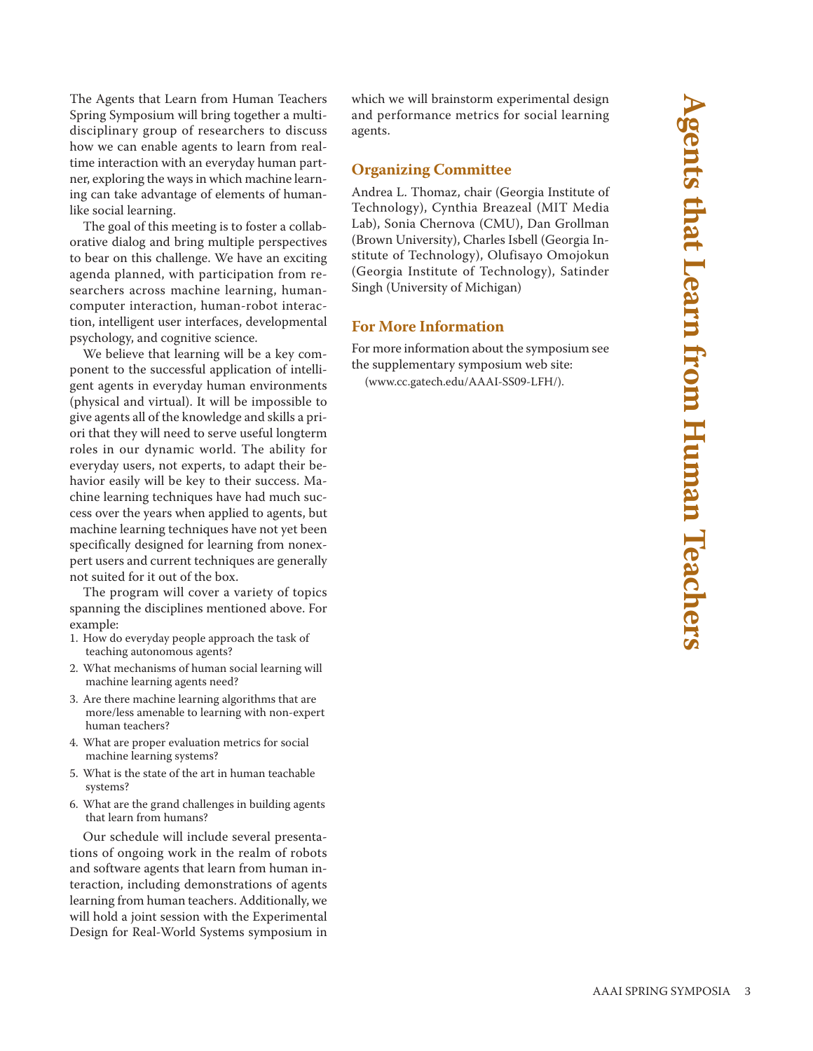# Agents that Learn from Human Teachers

The Agents that Learn from Human Teachers Spring Symposium will bring together a multidisciplinary group of researchers to discuss how we can enable agents to learn from realtime interaction with an everyday human partner, exploring the ways in which machine learning can take advantage of elements of humanlike social learning.

The goal of this meeting is to foster a collaborative dialog and bring multiple perspectives to bear on this challenge. We have an exciting agenda planned, with participation from researchers across machine learning, human-computer interaction, human-robot interaction, intelligent user interfaces, developmental psychology, and cognitive science.

We believe that learning will be a key component to the successful application of intelligent agents in everyday human environments (physical and virtual). It will be impossible to give agents all of the knowledge and skills a priori that they will need to serve useful longterm roles in our dynamic world. The ability for everyday users, not experts, to adapt their behavior easily will be key to their success. Machine learning techniques have had much success over the years when applied to agents, but machine learning techniques have not yet been specifically designed for learning from nonexpert users and current techniques are generally not suited for it out of the box.

The program will cover a variety of topics spanning the disciplines mentioned above. For example:

1. How do everyday people approach the task of teaching autonomous agents?
2. What mechanisms of human social learning will machine learning agents need?
3. Are there machine learning algorithms that are more/less amenable to learning with non-expert human teachers?
4. What are proper evaluation metrics for social machine learning systems?
5. What is the state of the art in human teachable systems?
6. What are the grand challenges in building agents that learn from humans?

Our schedule will include several presentations of ongoing work in the realm of robots and software agents that learn from human interaction, including demonstrations of agents learning from human teachers. Additionally, we will hold a joint session with the Experimental Design for Real-World Systems symposium in which we will brainstorm experimental design and performance metrics for social learning agents.

## Organizing Committee

Andrea L. Thomaz, chair (Georgia Institute of Technology), Cynthia Breazeal (MIT Media Lab), Sonia Chernova (CMU), Dan Grollman (Brown University), Charles Isbell (Georgia Institute of Technology), Olufisayo Omojokun (Georgia Institute of Technology), Satinder Singh (University of Michigan)

## For More Information

For more information about the symposium see the supplementary symposium web site: (www.cc.gatech.edu/AAAI-SS09-LFH/).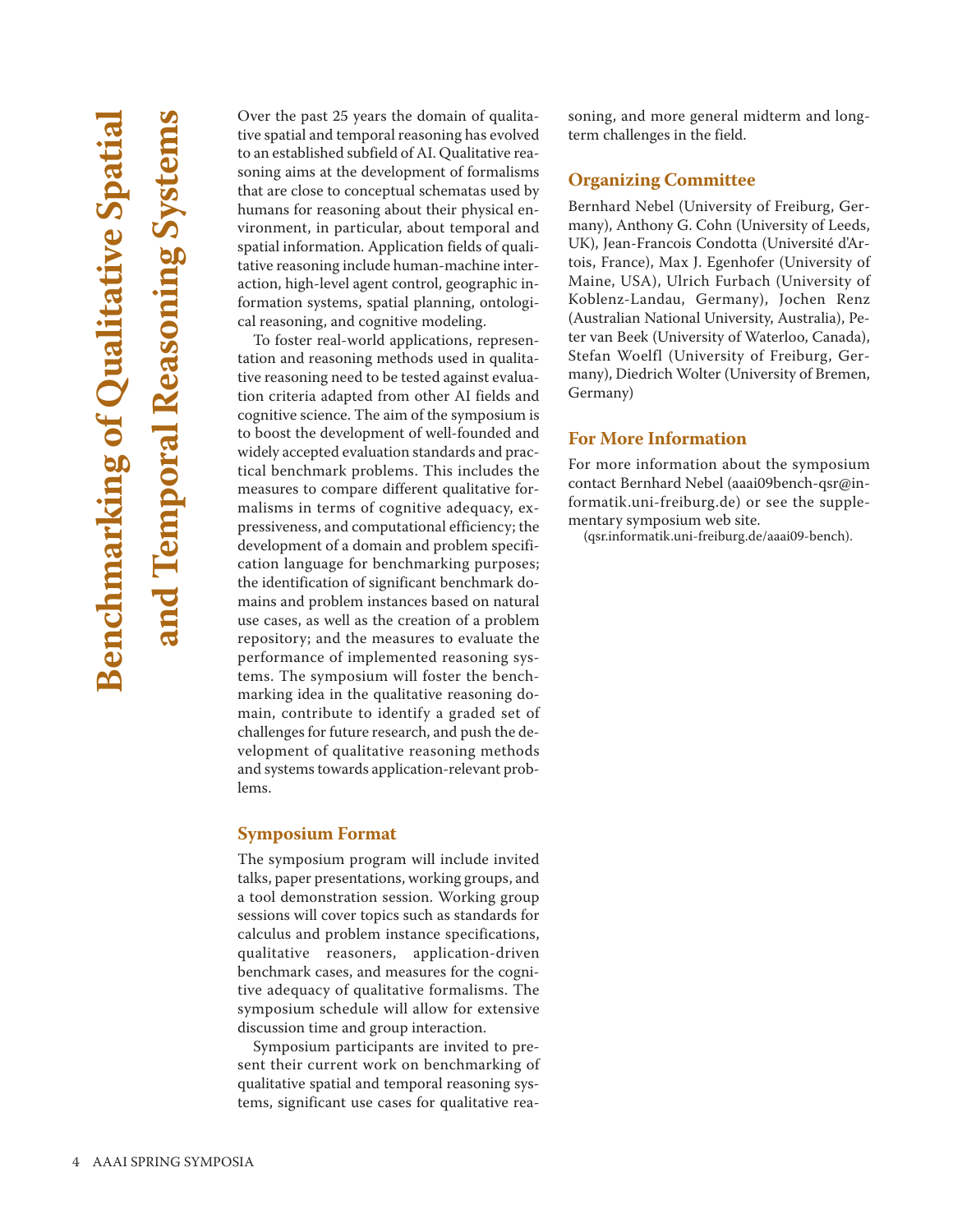# Benchmarking of Qualitative Spatial and Temporal Reasoning Systems

Over the past 25 years the domain of qualitative spatial and temporal reasoning has evolved to an established subfield of AI. Qualitative reasoning aims at the development of formalisms that are close to conceptual schematas used by humans for reasoning about their physical environment, in particular, about temporal and spatial information. Application fields of qualitative reasoning include human-machine interaction, high-level agent control, geographic information systems, spatial planning, ontological reasoning, and cognitive modeling.

To foster real-world applications, representation and reasoning methods used in qualitative reasoning need to be tested against evaluation criteria adapted from other AI fields and cognitive science. The aim of the symposium is to boost the development of well-founded and widely accepted evaluation standards and practical benchmark problems. This includes the measures to compare different qualitative formalisms in terms of cognitive adequacy, expressiveness, and computational efficiency; the development of a domain and problem specification language for benchmarking purposes; the identification of significant benchmark domains and problem instances based on natural use cases, as well as the creation of a problem repository; and the measures to evaluate the performance of implemented reasoning systems. The symposium will foster the benchmarking idea in the qualitative reasoning domain, contribute to identify a graded set of challenges for future research, and push the development of qualitative reasoning methods and systems towards application-relevant problems.

## Symposium Format

The symposium program will include invited talks, paper presentations, working groups, and a tool demonstration session. Working group sessions will cover topics such as standards for calculus and problem instance specifications, qualitative reasoners, application-driven benchmark cases, and measures for the cognitive adequacy of qualitative formalisms. The symposium schedule will allow for extensive discussion time and group interaction.

Symposium participants are invited to present their current work on benchmarking of qualitative spatial and temporal reasoning systems, significant use cases for qualitative reasoning, and more general midterm and long-term challenges in the field.

## Organizing Committee

Bernhard Nebel (University of Freiburg, Germany), Anthony G. Cohn (University of Leeds, UK), Jean-Francois Condotta (Université d'Artois, France), Max J. Egenhofer (University of Maine, USA), Ulrich Furbach (University of Koblenz-Landau, Germany), Jochen Renz (Australian National University, Australia), Peter van Beek (University of Waterloo, Canada), Stefan Woelfl (University of Freiburg, Germany), Diedrich Wolter (University of Bremen, Germany)

## For More Information

For more information about the symposium contact Bernhard Nebel (aaai09bench-qsr@informatik.uni-freiburg.de) or see the supplementary symposium web site.

(qsr.informatik.uni-freiburg.de/aaai09-bench).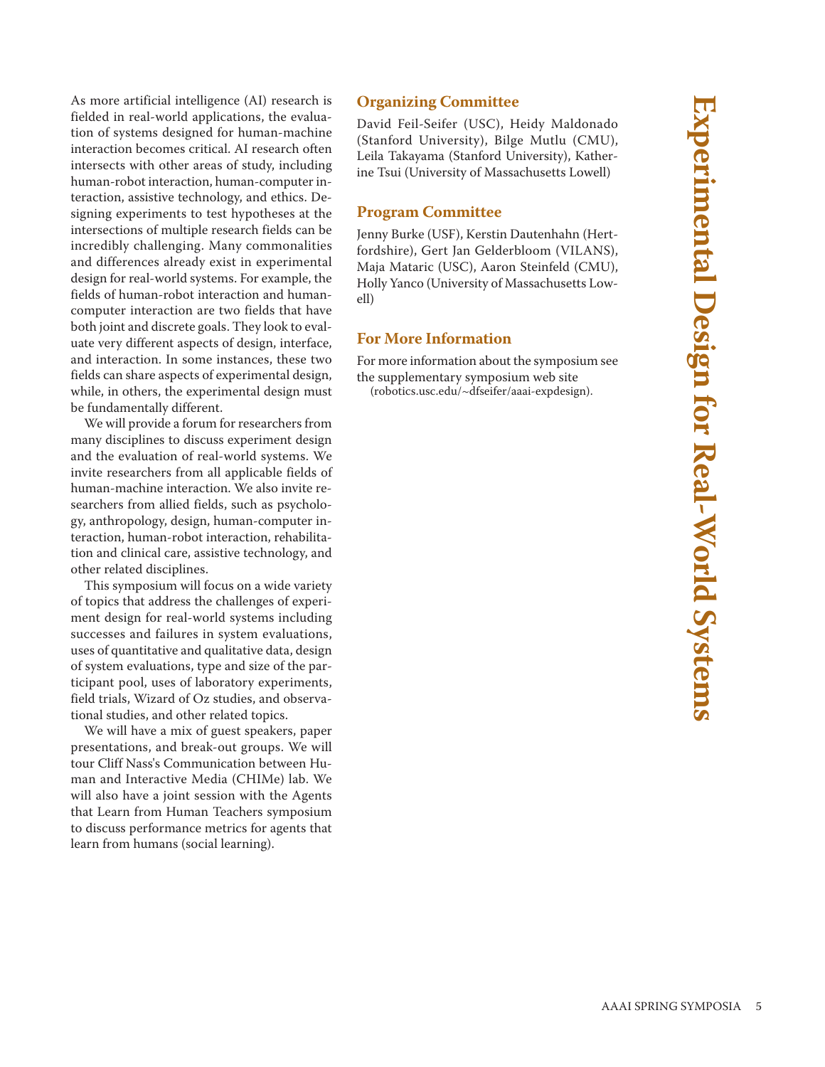# Experimental Design for Real-World Systems

As more artificial intelligence (AI) research is fielded in real-world applications, the evaluation of systems designed for human-machine interaction becomes critical. AI research often intersects with other areas of study, including human-robot interaction, human-computer interaction, assistive technology, and ethics. Designing experiments to test hypotheses at the intersections of multiple research fields can be incredibly challenging. Many commonalities and differences already exist in experimental design for real-world systems. For example, the fields of human-robot interaction and human-computer interaction are two fields that have both joint and discrete goals. They look to evaluate very different aspects of design, interface, and interaction. In some instances, these two fields can share aspects of experimental design, while, in others, the experimental design must be fundamentally different.

We will provide a forum for researchers from many disciplines to discuss experiment design and the evaluation of real-world systems. We invite researchers from all applicable fields of human-machine interaction. We also invite researchers from allied fields, such as psychology, anthropology, design, human-computer interaction, human-robot interaction, rehabilitation and clinical care, assistive technology, and other related disciplines.

This symposium will focus on a wide variety of topics that address the challenges of experiment design for real-world systems including successes and failures in system evaluations, uses of quantitative and qualitative data, design of system evaluations, type and size of the participant pool, uses of laboratory experiments, field trials, Wizard of Oz studies, and observational studies, and other related topics.

We will have a mix of guest speakers, paper presentations, and break-out groups. We will tour Cliff Nass's Communication between Human and Interactive Media (CHIMe) lab. We will also have a joint session with the Agents that Learn from Human Teachers symposium to discuss performance metrics for agents that learn from humans (social learning).

## Organizing Committee

David Feil-Seifer (USC), Heidy Maldonado (Stanford University), Bilge Mutlu (CMU), Leila Takayama (Stanford University), Katherine Tsui (University of Massachusetts Lowell)

## Program Committee

Jenny Burke (USF), Kerstin Dautenhahn (Hertfordshire), Gert Jan Gelderbloom (VILANS), Maja Mataric (USC), Aaron Steinfeld (CMU), Holly Yanco (University of Massachusetts Lowell)

## For More Information

For more information about the symposium see the supplementary symposium web site (robotics.usc.edu/~dfseifer/aaai-expdesign).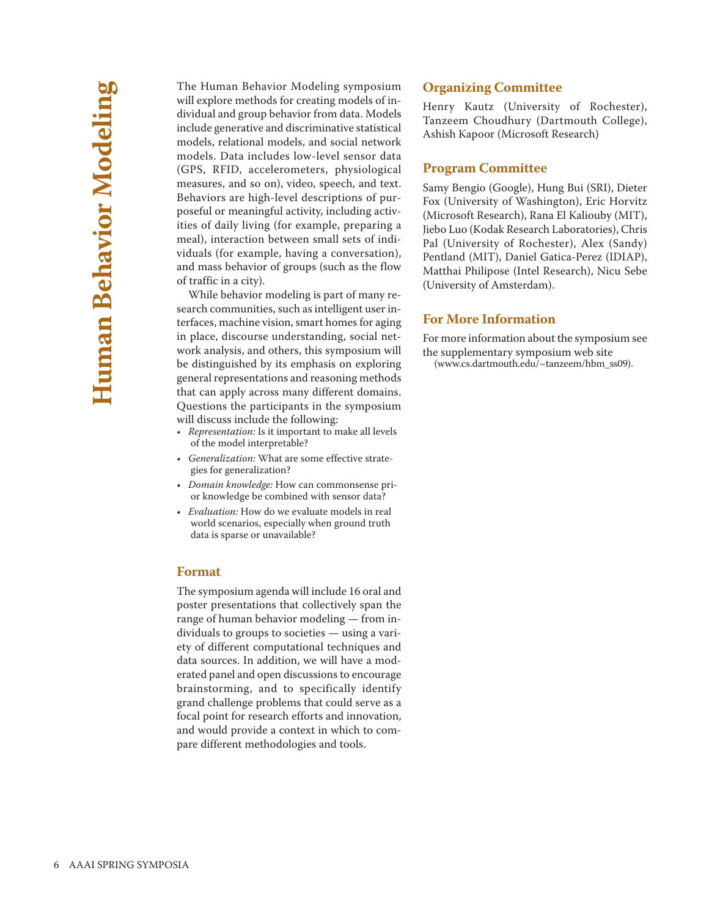# Human Behavior Modeling

The Human Behavior Modeling symposium will explore methods for creating models of individual and group behavior from data. Models include generative and discriminative statistical models, relational models, and social network models. Data includes low-level sensor data (GPS, RFID, accelerometers, physiological measures, and so on), video, speech, and text. Behaviors are high-level descriptions of purposeful or meaningful activity, including activities of daily living (for example, preparing a meal), interaction between small sets of individuals (for example, having a conversation), and mass behavior of groups (such as the flow of traffic in a city).

While behavior modeling is part of many research communities, such as intelligent user interfaces, machine vision, smart homes for aging in place, discourse understanding, social network analysis, and others, this symposium will be distinguished by its emphasis on exploring general representations and reasoning methods that can apply across many different domains. Questions the participants in the symposium will discuss include the following:

- *Representation:* Is it important to make all levels of the model interpretable?
- *Generalization:* What are some effective strategies for generalization?
- *Domain knowledge:* How can commonsense prior knowledge be combined with sensor data?
- *Evaluation:* How do we evaluate models in real world scenarios, especially when ground truth data is sparse or unavailable?

## Format

The symposium agenda will include 16 oral and poster presentations that collectively span the range of human behavior modeling — from individuals to groups to societies — using a variety of different computational techniques and data sources. In addition, we will have a moderated panel and open discussions to encourage brainstorming, and to specifically identify grand challenge problems that could serve as a focal point for research efforts and innovation, and would provide a context in which to compare different methodologies and tools.

## Organizing Committee

Henry Kautz (University of Rochester), Tanzeem Choudhury (Dartmouth College), Ashish Kapoor (Microsoft Research)

## Program Committee

Samy Bengio (Google), Hung Bui (SRI), Dieter Fox (University of Washington), Eric Horvitz (Microsoft Research), Rana El Kaliouby (MIT), Jiebo Luo (Kodak Research Laboratories), Chris Pal (University of Rochester), Alex (Sandy) Pentland (MIT), Daniel Gatica-Perez (IDIAP), Matthai Philipose (Intel Research), Nicu Sebe (University of Amsterdam).

## For More Information

For more information about the symposium see the supplementary symposium web site (www.cs.dartmouth.edu/~tanzeem/hbm_ss09).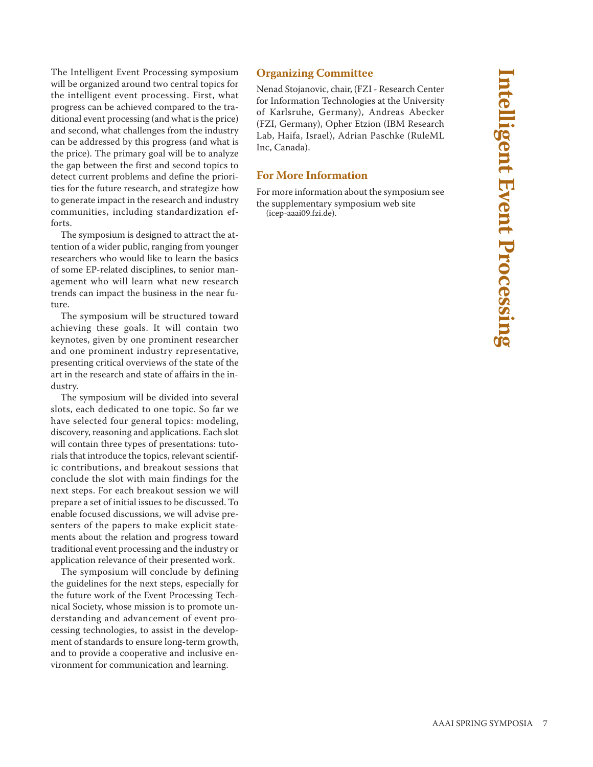# Intelligent Event Processing

The Intelligent Event Processing symposium will be organized around two central topics for the intelligent event processing. First, what progress can be achieved compared to the traditional event processing (and what is the price) and second, what challenges from the industry can be addressed by this progress (and what is the price). The primary goal will be to analyze the gap between the first and second topics to detect current problems and define the priorities for the future research, and strategize how to generate impact in the research and industry communities, including standardization efforts.

The symposium is designed to attract the attention of a wider public, ranging from younger researchers who would like to learn the basics of some EP-related disciplines, to senior management who will learn what new research trends can impact the business in the near future.

The symposium will be structured toward achieving these goals. It will contain two keynotes, given by one prominent researcher and one prominent industry representative, presenting critical overviews of the state of the art in the research and state of affairs in the industry.

The symposium will be divided into several slots, each dedicated to one topic. So far we have selected four general topics: modeling, discovery, reasoning and applications. Each slot will contain three types of presentations: tutorials that introduce the topics, relevant scientific contributions, and breakout sessions that conclude the slot with main findings for the next steps. For each breakout session we will prepare a set of initial issues to be discussed. To enable focused discussions, we will advise presenters of the papers to make explicit statements about the relation and progress toward traditional event processing and the industry or application relevance of their presented work.

The symposium will conclude by defining the guidelines for the next steps, especially for the future work of the Event Processing Technical Society, whose mission is to promote understanding and advancement of event processing technologies, to assist in the development of standards to ensure long-term growth, and to provide a cooperative and inclusive environment for communication and learning.

## Organizing Committee

Nenad Stojanovic, chair, (FZI - Research Center for Information Technologies at the University of Karlsruhe, Germany), Andreas Abecker (FZI, Germany), Opher Etzion (IBM Research Lab, Haifa, Israel), Adrian Paschke (RuleML Inc, Canada).

## For More Information

For more information about the symposium see the supplementary symposium web site (icep-aaai09.fzi.de).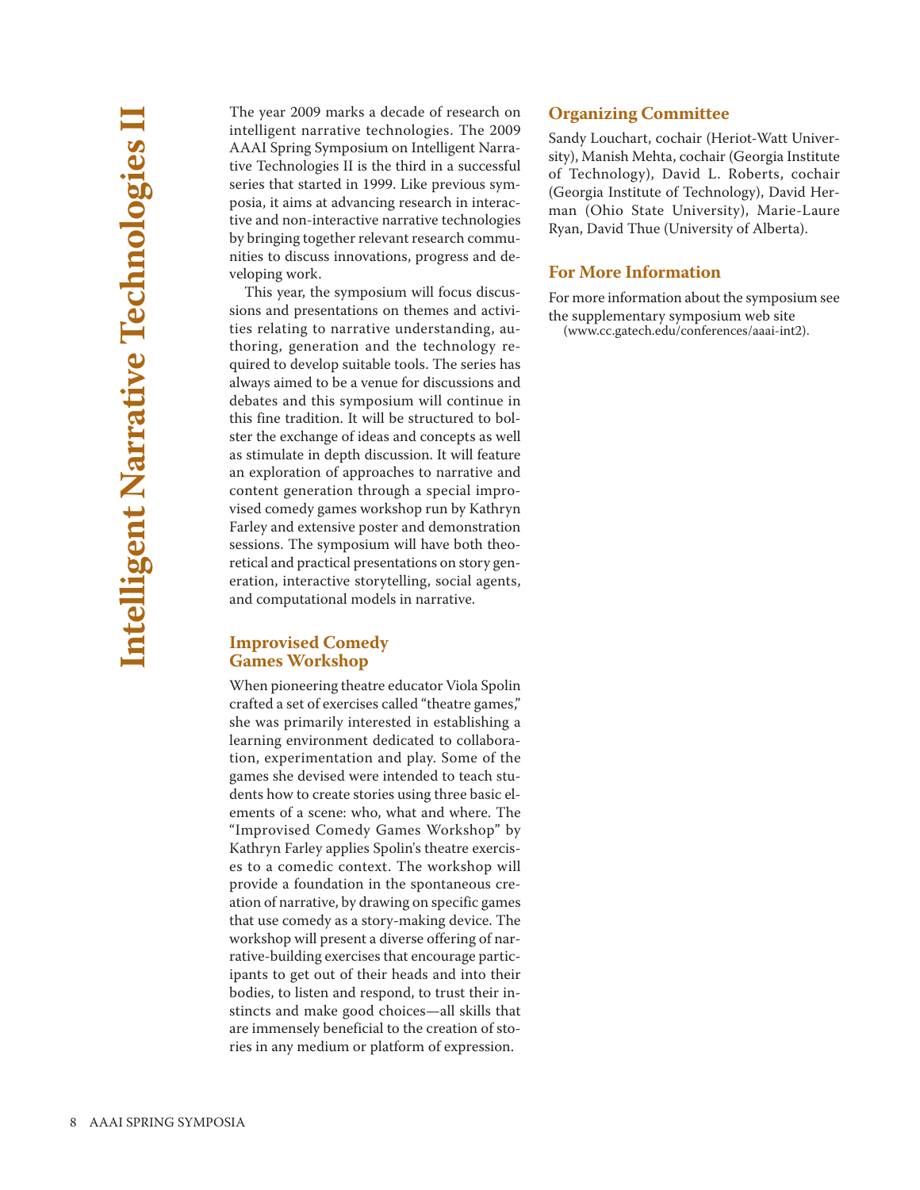# Intelligent Narrative Technologies II

The year 2009 marks a decade of research on intelligent narrative technologies. The 2009 AAAI Spring Symposium on Intelligent Narrative Technologies II is the third in a successful series that started in 1999. Like previous symposia, it aims at advancing research in interactive and non-interactive narrative technologies by bringing together relevant research communities to discuss innovations, progress and developing work.

This year, the symposium will focus discussions and presentations on themes and activities relating to narrative understanding, authoring, generation and the technology required to develop suitable tools. The series has always aimed to be a venue for discussions and debates and this symposium will continue in this fine tradition. It will be structured to bolster the exchange of ideas and concepts as well as stimulate in depth discussion. It will feature an exploration of approaches to narrative and content generation through a special improvised comedy games workshop run by Kathryn Farley and extensive poster and demonstration sessions. The symposium will have both theoretical and practical presentations on story generation, interactive storytelling, social agents, and computational models in narrative.

## Improvised Comedy Games Workshop

When pioneering theatre educator Viola Spolin crafted a set of exercises called "theatre games," she was primarily interested in establishing a learning environment dedicated to collaboration, experimentation and play. Some of the games she devised were intended to teach students how to create stories using three basic elements of a scene: who, what and where. The "Improvised Comedy Games Workshop" by Kathryn Farley applies Spolin's theatre exercises to a comedic context. The workshop will provide a foundation in the spontaneous creation of narrative, by drawing on specific games that use comedy as a story-making device. The workshop will present a diverse offering of narrative-building exercises that encourage participants to get out of their heads and into their bodies, to listen and respond, to trust their instincts and make good choices—all skills that are immensely beneficial to the creation of stories in any medium or platform of expression.

## Organizing Committee

Sandy Louchart, cochair (Heriot-Watt University), Manish Mehta, cochair (Georgia Institute of Technology), David L. Roberts, cochair (Georgia Institute of Technology), David Herman (Ohio State University), Marie-Laure Ryan, David Thue (University of Alberta).

## For More Information

For more information about the symposium see the supplementary symposium web site (www.cc.gatech.edu/conferences/aaai-int2).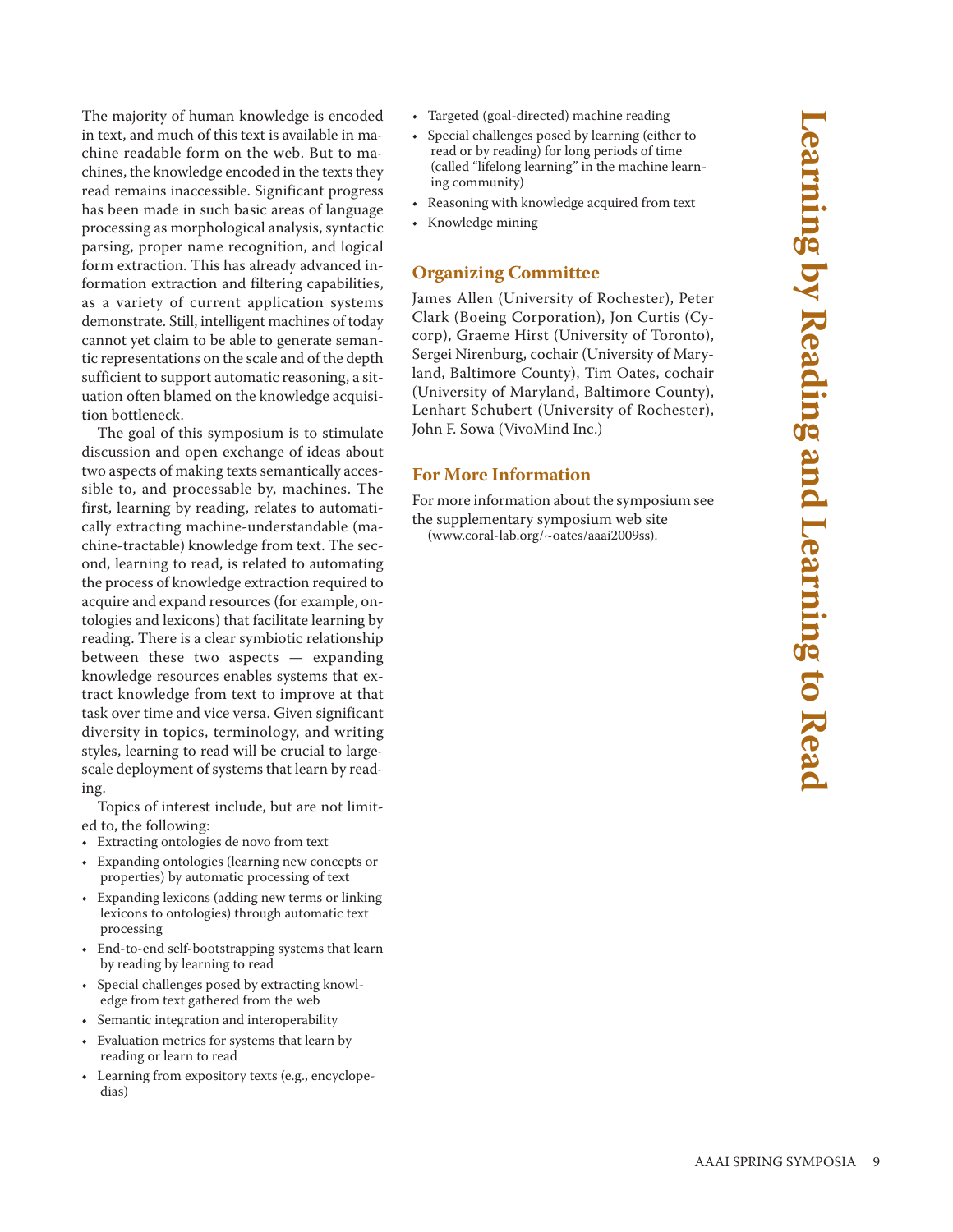# Learning by Reading and Learning to Read

The majority of human knowledge is encoded in text, and much of this text is available in machine readable form on the web. But to machines, the knowledge encoded in the texts they read remains inaccessible. Significant progress has been made in such basic areas of language processing as morphological analysis, syntactic parsing, proper name recognition, and logical form extraction. This has already advanced information extraction and filtering capabilities, as a variety of current application systems demonstrate. Still, intelligent machines of today cannot yet claim to be able to generate semantic representations on the scale and of the depth sufficient to support automatic reasoning, a situation often blamed on the knowledge acquisition bottleneck.

The goal of this symposium is to stimulate discussion and open exchange of ideas about two aspects of making texts semantically accessible to, and processable by, machines. The first, learning by reading, relates to automatically extracting machine-understandable (machine-tractable) knowledge from text. The second, learning to read, is related to automating the process of knowledge extraction required to acquire and expand resources (for example, ontologies and lexicons) that facilitate learning by reading. There is a clear symbiotic relationship between these two aspects — expanding knowledge resources enables systems that extract knowledge from text to improve at that task over time and vice versa. Given significant diversity in topics, terminology, and writing styles, learning to read will be crucial to large-scale deployment of systems that learn by reading.

Topics of interest include, but are not limited to, the following:

- Extracting ontologies de novo from text
- Expanding ontologies (learning new concepts or properties) by automatic processing of text
- Expanding lexicons (adding new terms or linking lexicons to ontologies) through automatic text processing
- End-to-end self-bootstrapping systems that learn by reading by learning to read
- Special challenges posed by extracting knowledge from text gathered from the web
- Semantic integration and interoperability
- Evaluation metrics for systems that learn by reading or learn to read
- Learning from expository texts (e.g., encyclopedias)
- Targeted (goal-directed) machine reading
- Special challenges posed by learning (either to read or by reading) for long periods of time (called "lifelong learning" in the machine learning community)
- Reasoning with knowledge acquired from text
- Knowledge mining

## Organizing Committee

James Allen (University of Rochester), Peter Clark (Boeing Corporation), Jon Curtis (Cycorp), Graeme Hirst (University of Toronto), Sergei Nirenburg, cochair (University of Maryland, Baltimore County), Tim Oates, cochair (University of Maryland, Baltimore County), Lenhart Schubert (University of Rochester), John F. Sowa (VivoMind Inc.)

## For More Information

For more information about the symposium see the supplementary symposium web site (www.coral-lab.org/~oates/aaai2009ss).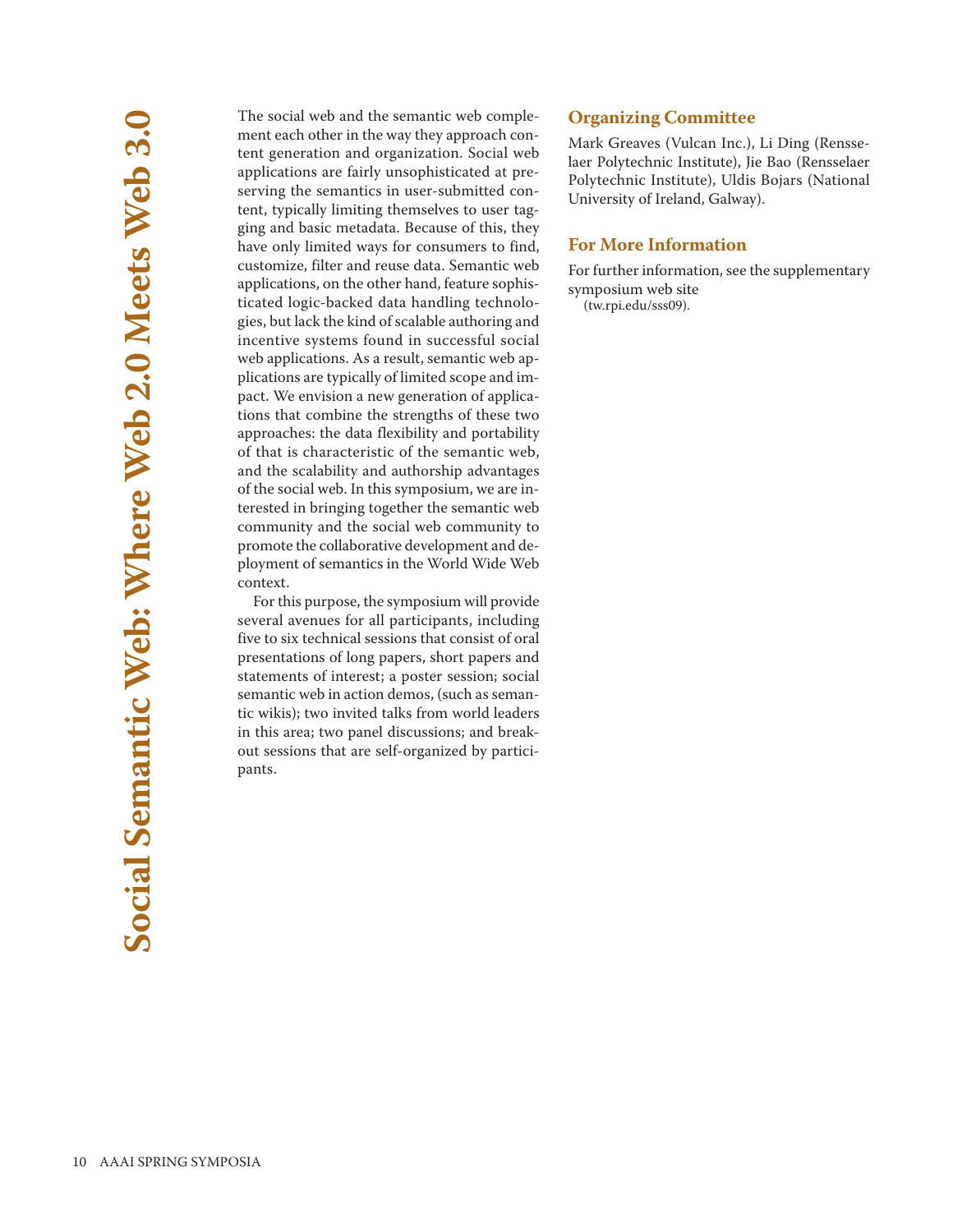# Social Semantic Web: Where Web 2.0 Meets Web 3.0

The social web and the semantic web complement each other in the way they approach content generation and organization. Social web applications are fairly unsophisticated at preserving the semantics in user-submitted content, typically limiting themselves to user tagging and basic metadata. Because of this, they have only limited ways for consumers to find, customize, filter and reuse data. Semantic web applications, on the other hand, feature sophisticated logic-backed data handling technologies, but lack the kind of scalable authoring and incentive systems found in successful social web applications. As a result, semantic web applications are typically of limited scope and impact. We envision a new generation of applications that combine the strengths of these two approaches: the data flexibility and portability of that is characteristic of the semantic web, and the scalability and authorship advantages of the social web. In this symposium, we are interested in bringing together the semantic web community and the social web community to promote the collaborative development and deployment of semantics in the World Wide Web context.

For this purpose, the symposium will provide several avenues for all participants, including five to six technical sessions that consist of oral presentations of long papers, short papers and statements of interest; a poster session; social semantic web in action demos, (such as semantic wikis); two invited talks from world leaders in this area; two panel discussions; and breakout sessions that are self-organized by participants.

## Organizing Committee

Mark Greaves (Vulcan Inc.), Li Ding (Rensselaer Polytechnic Institute), Jie Bao (Rensselaer Polytechnic Institute), Uldis Bojars (National University of Ireland, Galway).

## For More Information

For further information, see the supplementary symposium web site (tw.rpi.edu/sss09).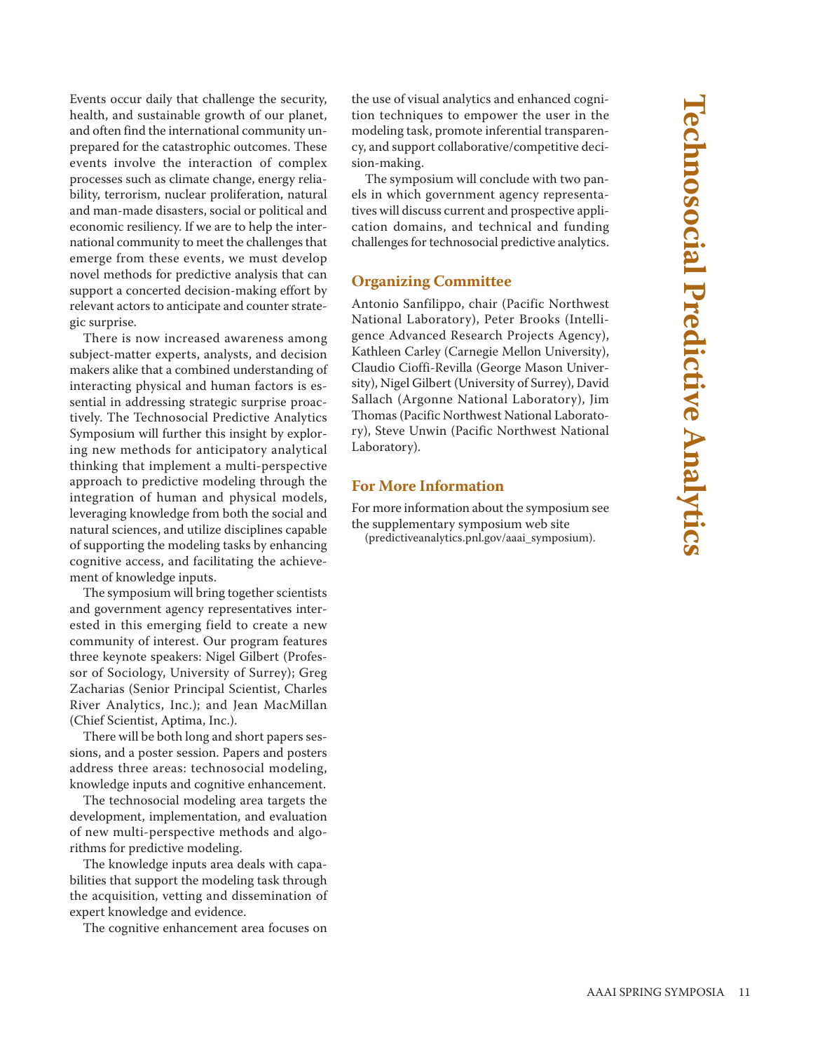# Technosocial Predictive Analytics

Events occur daily that challenge the security, health, and sustainable growth of our planet, and often find the international community unprepared for the catastrophic outcomes. These events involve the interaction of complex processes such as climate change, energy reliability, terrorism, nuclear proliferation, natural and man-made disasters, social or political and economic resiliency. If we are to help the international community to meet the challenges that emerge from these events, we must develop novel methods for predictive analysis that can support a concerted decision-making effort by relevant actors to anticipate and counter strategic surprise.

There is now increased awareness among subject-matter experts, analysts, and decision makers alike that a combined understanding of interacting physical and human factors is essential in addressing strategic surprise proactively. The Technosocial Predictive Analytics Symposium will further this insight by exploring new methods for anticipatory analytical thinking that implement a multi-perspective approach to predictive modeling through the integration of human and physical models, leveraging knowledge from both the social and natural sciences, and utilize disciplines capable of supporting the modeling tasks by enhancing cognitive access, and facilitating the achievement of knowledge inputs.

The symposium will bring together scientists and government agency representatives interested in this emerging field to create a new community of interest. Our program features three keynote speakers: Nigel Gilbert (Professor of Sociology, University of Surrey); Greg Zacharias (Senior Principal Scientist, Charles River Analytics, Inc.); and Jean MacMillan (Chief Scientist, Aptima, Inc.).

There will be both long and short papers sessions, and a poster session. Papers and posters address three areas: technosocial modeling, knowledge inputs and cognitive enhancement.

The technosocial modeling area targets the development, implementation, and evaluation of new multi-perspective methods and algorithms for predictive modeling.

The knowledge inputs area deals with capabilities that support the modeling task through the acquisition, vetting and dissemination of expert knowledge and evidence.

The cognitive enhancement area focuses on the use of visual analytics and enhanced cognition techniques to empower the user in the modeling task, promote inferential transparency, and support collaborative/competitive decision-making.

The symposium will conclude with two panels in which government agency representatives will discuss current and prospective application domains, and technical and funding challenges for technosocial predictive analytics.

## Organizing Committee

Antonio Sanfilippo, chair (Pacific Northwest National Laboratory), Peter Brooks (Intelligence Advanced Research Projects Agency), Kathleen Carley (Carnegie Mellon University), Claudio Cioffi-Revilla (George Mason University), Nigel Gilbert (University of Surrey), David Sallach (Argonne National Laboratory), Jim Thomas (Pacific Northwest National Laboratory), Steve Unwin (Pacific Northwest National Laboratory).

## For More Information

For more information about the symposium see the supplementary symposium web site (predictiveanalytics.pnl.gov/aaai_symposium).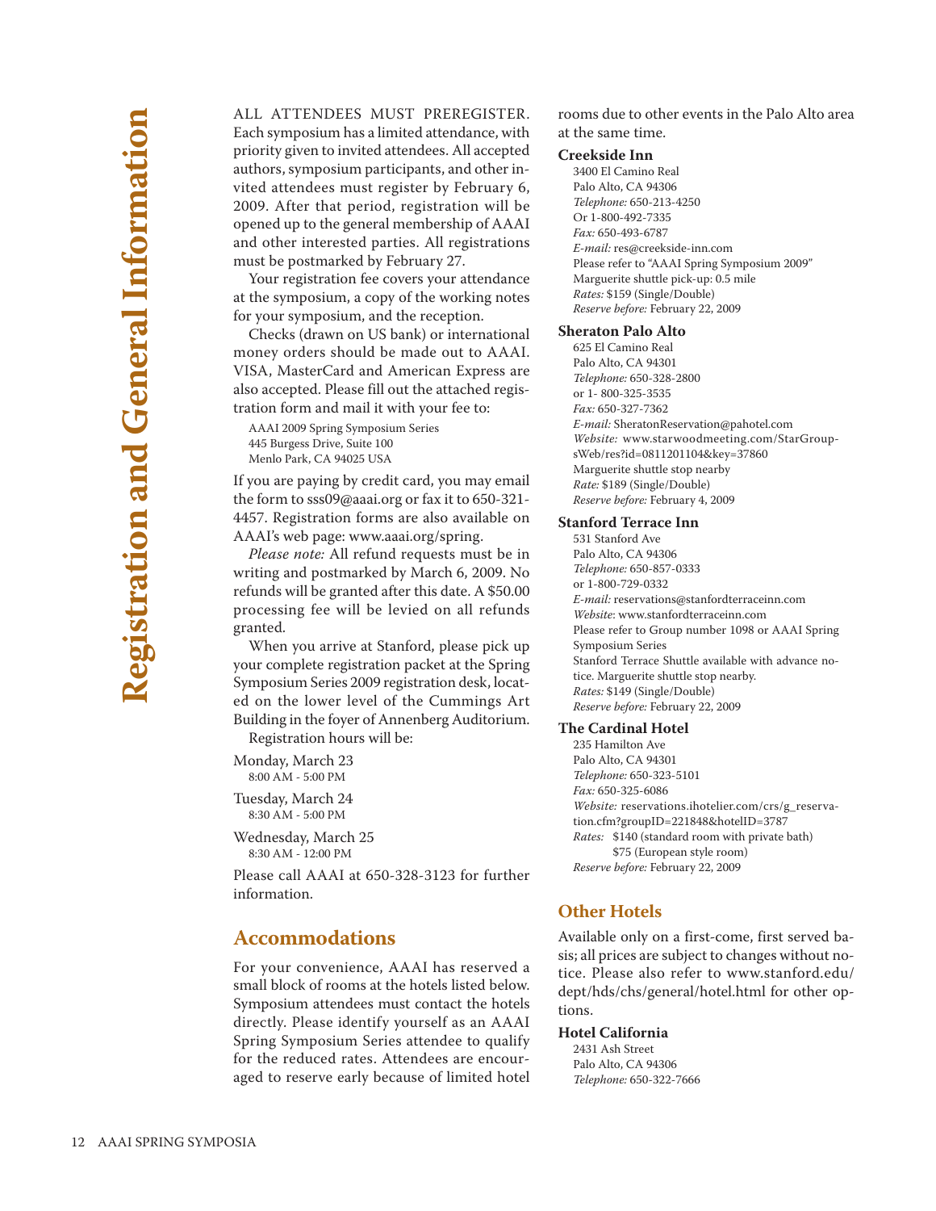# Registration and General Information

ALL ATTENDEES MUST PREREGISTER. Each symposium has a limited attendance, with priority given to invited attendees. All accepted authors, symposium participants, and other invited attendees must register by February 6, 2009. After that period, registration will be opened up to the general membership of AAAI and other interested parties. All registrations must be postmarked by February 27.

Your registration fee covers your attendance at the symposium, a copy of the working notes for your symposium, and the reception.

Checks (drawn on US bank) or international money orders should be made out to AAAI. VISA, MasterCard and American Express are also accepted. Please fill out the attached registration form and mail it with your fee to:

AAAI 2009 Spring Symposium Series
445 Burgess Drive, Suite 100
Menlo Park, CA 94025 USA

If you are paying by credit card, you may email the form to sss09@aaai.org or fax it to 650-321-4457. Registration forms are also available on AAAI's web page: www.aaai.org/spring.

*Please note:* All refund requests must be in writing and postmarked by March 6, 2009. No refunds will be granted after this date. A $50.00 processing fee will be levied on all refunds granted.

When you arrive at Stanford, please pick up your complete registration packet at the Spring Symposium Series 2009 registration desk, located on the lower level of the Cummings Art Building in the foyer of Annenberg Auditorium.

Registration hours will be:

Monday, March 23
8:00 AM - 5:00 PM

Tuesday, March 24
8:30 AM - 5:00 PM

Wednesday, March 25
8:30 AM - 12:00 PM

Please call AAAI at 650-328-3123 for further information.

## Accommodations

For your convenience, AAAI has reserved a small block of rooms at the hotels listed below. Symposium attendees must contact the hotels directly. Please identify yourself as an AAAI Spring Symposium Series attendee to qualify for the reduced rates. Attendees are encouraged to reserve early because of limited hotel rooms due to other events in the Palo Alto area at the same time.

### Creekside Inn

3400 El Camino Real
Palo Alto, CA 94306
*Telephone:* 650-213-4250
Or 1-800-492-7335
*Fax:* 650-493-6787
*E-mail:* res@creekside-inn.com
Please refer to "AAAI Spring Symposium 2009"
Marguerite shuttle pick-up: 0.5 mile
*Rates:* $159 (Single/Double)
*Reserve before:* February 22, 2009

### Sheraton Palo Alto

625 El Camino Real
Palo Alto, CA 94301
*Telephone:* 650-328-2800
or 1- 800-325-3535
*Fax:* 650-327-7362
*E-mail:* SheratonReservation@pahotel.com
*Website:* www.starwoodmeeting.com/StarGroupsWeb/res?id=0811201104&key=37860
Marguerite shuttle stop nearby
*Rate:* $189 (Single/Double)
*Reserve before:* February 4, 2009

### Stanford Terrace Inn

531 Stanford Ave
Palo Alto, CA 94306
*Telephone:* 650-857-0333
or 1-800-729-0332
*E-mail:* reservations@stanfordterraceinn.com
*Website*: www.stanfordterraceinn.com
Please refer to Group number 1098 or AAAI Spring Symposium Series
Stanford Terrace Shuttle available with advance notice. Marguerite shuttle stop nearby.
*Rates:* $149 (Single/Double)
*Reserve before:* February 22, 2009

### The Cardinal Hotel

235 Hamilton Ave
Palo Alto, CA 94301
*Telephone:* 650-323-5101
*Fax:* 650-325-6086
*Website:* reservations.ihotelier.com/crs/g_reservation.cfm?groupID=221848&hotelID=3787
*Rates:* $140 (standard room with private bath)
$75 (European style room)
*Reserve before:* February 22, 2009

## Other Hotels

Available only on a first-come, first served basis; all prices are subject to changes without notice. Please also refer to www.stanford.edu/dept/hds/chs/general/hotel.html for other options.

### Hotel California

2431 Ash Street
Palo Alto, CA 94306
*Telephone:* 650-322-7666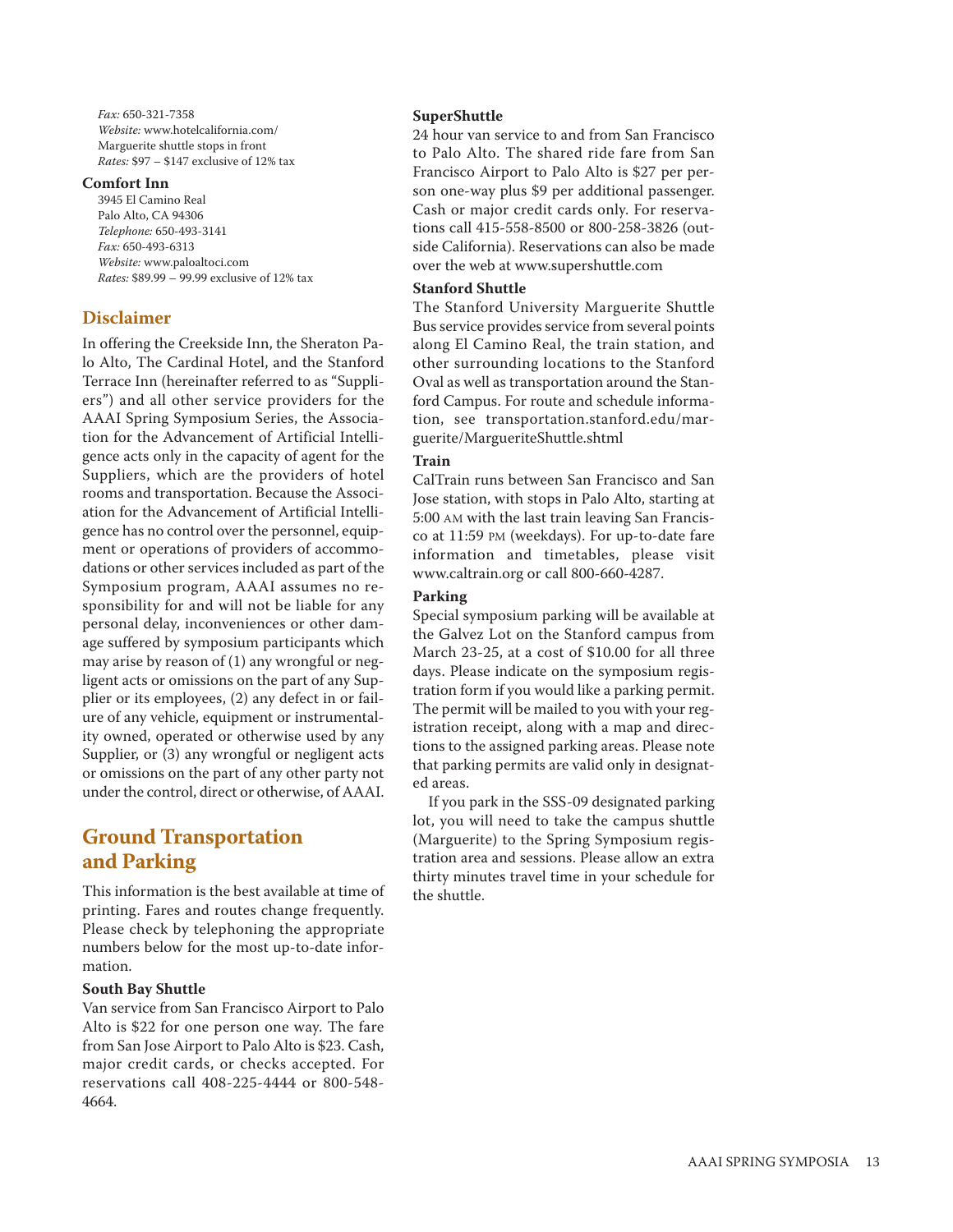*Fax:* 650-321-7358
*Website:* www.hotelcalifornia.com/
Marguerite shuttle stops in front
*Rates:* $97 – $147 exclusive of 12% tax

**Comfort Inn**

3945 El Camino Real
Palo Alto, CA 94306
*Telephone:* 650-493-3141
*Fax:* 650-493-6313
*Website:* www.paloaltoci.com
*Rates:* $89.99 – 99.99 exclusive of 12% tax

## Disclaimer

In offering the Creekside Inn, the Sheraton Palo Alto, The Cardinal Hotel, and the Stanford Terrace Inn (hereinafter referred to as "Suppliers") and all other service providers for the AAAI Spring Symposium Series, the Association for the Advancement of Artificial Intelligence acts only in the capacity of agent for the Suppliers, which are the providers of hotel rooms and transportation. Because the Association for the Advancement of Artificial Intelligence has no control over the personnel, equipment or operations of providers of accommodations or other services included as part of the Symposium program, AAAI assumes no responsibility for and will not be liable for any personal delay, inconveniences or other damage suffered by symposium participants which may arise by reason of (1) any wrongful or negligent acts or omissions on the part of any Supplier or its employees, (2) any defect in or failure of any vehicle, equipment or instrumentality owned, operated or otherwise used by any Supplier, or (3) any wrongful or negligent acts or omissions on the part of any other party not under the control, direct or otherwise, of AAAI.

## Ground Transportation and Parking

This information is the best available at time of printing. Fares and routes change frequently. Please check by telephoning the appropriate numbers below for the most up-to-date information.

**South Bay Shuttle**

Van service from San Francisco Airport to Palo Alto is $22 for one person one way. The fare from San Jose Airport to Palo Alto is $23. Cash, major credit cards, or checks accepted. For reservations call 408-225-4444 or 800-548-4664.

**SuperShuttle**

24 hour van service to and from San Francisco to Palo Alto. The shared ride fare from San Francisco Airport to Palo Alto is $27 per person one-way plus $9 per additional passenger. Cash or major credit cards only. For reservations call 415-558-8500 or 800-258-3826 (outside California). Reservations can also be made over the web at www.supershuttle.com

**Stanford Shuttle**

The Stanford University Marguerite Shuttle Bus service provides service from several points along El Camino Real, the train station, and other surrounding locations to the Stanford Oval as well as transportation around the Stanford Campus. For route and schedule information, see transportation.stanford.edu/marguerite/MargueriteShuttle.shtml

**Train**

CalTrain runs between San Francisco and San Jose station, with stops in Palo Alto, starting at 5:00 AM with the last train leaving San Francisco at 11:59 PM (weekdays). For up-to-date fare information and timetables, please visit www.caltrain.org or call 800-660-4287.

**Parking**

Special symposium parking will be available at the Galvez Lot on the Stanford campus from March 23-25, at a cost of $10.00 for all three days. Please indicate on the symposium registration form if you would like a parking permit. The permit will be mailed to you with your registration receipt, along with a map and directions to the assigned parking areas. Please note that parking permits are valid only in designated areas.

If you park in the SSS-09 designated parking lot, you will need to take the campus shuttle (Marguerite) to the Spring Symposium registration area and sessions. Please allow an extra thirty minutes travel time in your schedule for the shuttle.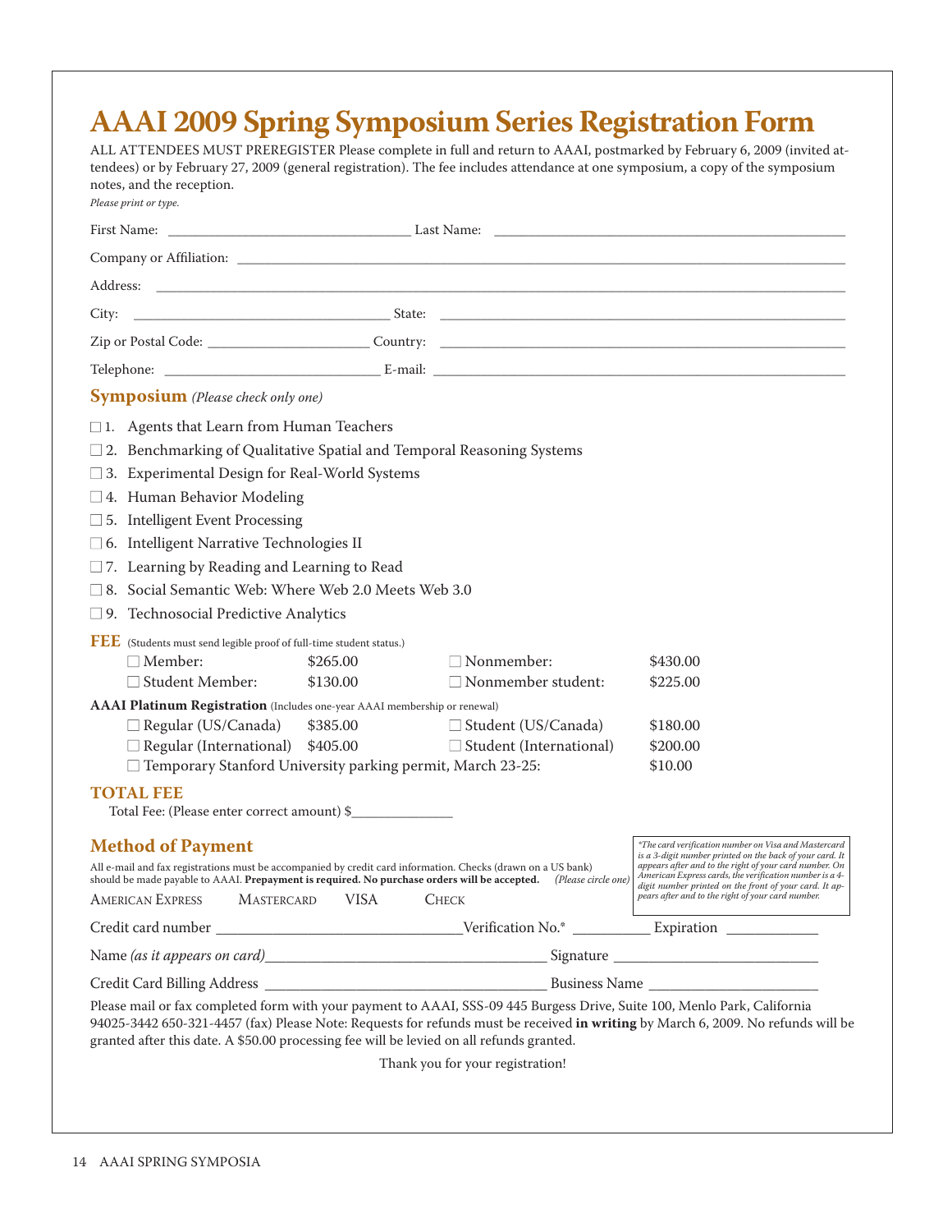# AAAI 2009 Spring Symposium Series Registration Form

ALL ATTENDEES MUST PREREGISTER Please complete in full and return to AAAI, postmarked by February 6, 2009 (invited attendees) or by February 27, 2009 (general registration). The fee includes attendance at one symposium, a copy of the symposium notes, and the reception.

*Please print or type.*

First Name: ________________________ Last Name: ________________________

Company or Affiliation: ________________________________________________

Address: ________________________________________________

City: ________________________ State: ________________________

Zip or Postal Code: ________________ Country: ________________________

Telephone: ________________________ E-mail: ________________________

## Symposium *(Please check only one)*

☐ 1. Agents that Learn from Human Teachers

☐ 2. Benchmarking of Qualitative Spatial and Temporal Reasoning Systems

☐ 3. Experimental Design for Real-World Systems

☐ 4. Human Behavior Modeling

☐ 5. Intelligent Event Processing

☐ 6. Intelligent Narrative Technologies II

☐ 7. Learning by Reading and Learning to Read

☐ 8. Social Semantic Web: Where Web 2.0 Meets Web 3.0

☐ 9. Technosocial Predictive Analytics

## FEE (Students must send legible proof of full-time student status.)

| | | | |
|---|---|---|---|
| ☐ Member: | $265.00 | ☐ Nonmember: | $430.00 |
| ☐ Student Member: | $130.00 | ☐ Nonmember student: | $225.00 |

**AAAI Platinum Registration** (Includes one-year AAAI membership or renewal)

| | | | |
|---|---|---|---|
| ☐ Regular (US/Canada) | $385.00 | ☐ Student (US/Canada) | $180.00 |
| ☐ Regular (International) | $405.00 | ☐ Student (International) | $200.00 |

☐ Temporary Stanford University parking permit, March 23-25: $10.00

## TOTAL FEE

Total Fee: (Please enter correct amount) $______________

## Method of Payment

All e-mail and fax registrations must be accompanied by credit card information. Checks (drawn on a US bank) should be made payable to AAAI. **Prepayment is required. No purchase orders will be accepted.** *(Please circle one)*

AMERICAN EXPRESS MASTERCARD VISA CHECK

*\*The card verification number on Visa and Mastercard is a 3-digit number printed on the back of your card. It appears after and to the right of your card number. On American Express cards, the verification number is a 4-digit number printed on the front of your card. It appears after and to the right of your card number.*

Credit card number ________________________ Verification No.* __________ Expiration __________

Name *(as it appears on card)*________________________ Signature ________________________

Credit Card Billing Address ________________________ Business Name ________________________

Please mail or fax completed form with your payment to AAAI, SSS-09 445 Burgess Drive, Suite 100, Menlo Park, California 94025-3442 650-321-4457 (fax) Please Note: Requests for refunds must be received **in writing** by March 6, 2009. No refunds will be granted after this date. A $50.00 processing fee will be levied on all refunds granted.

Thank you for your registration!